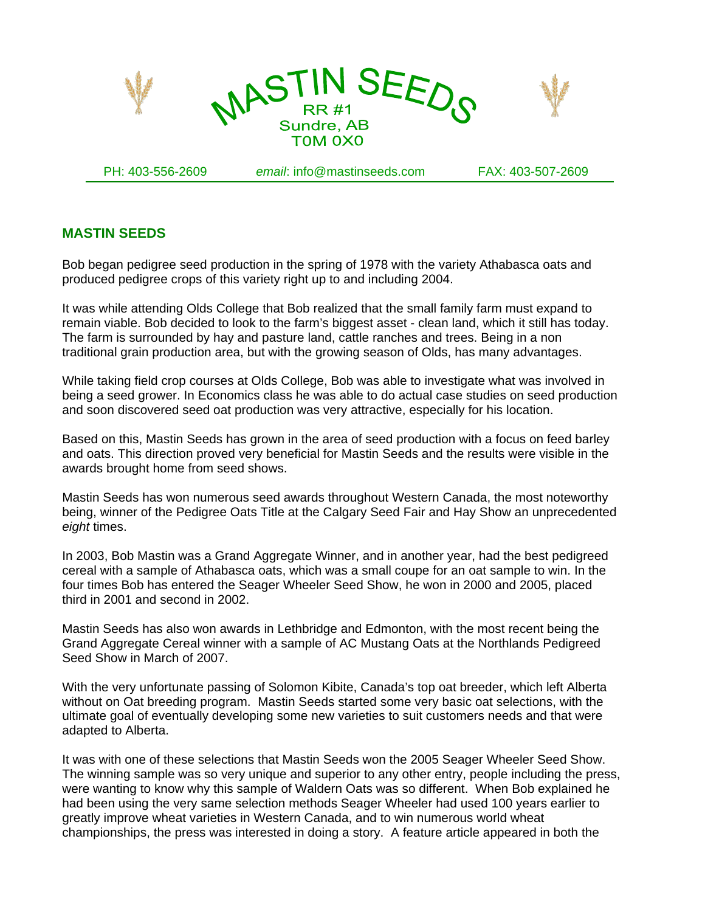# MASTIN SEEDS

RR #1
Sundre, AB
T0M 0X0

PH: 403-556-2609    *email*: info@mastinseeds.com    FAX: 403-507-2609

## MASTIN SEEDS

Bob began pedigree seed production in the spring of 1978 with the variety Athabasca oats and produced pedigree crops of this variety right up to and including 2004.

It was while attending Olds College that Bob realized that the small family farm must expand to remain viable. Bob decided to look to the farm's biggest asset - clean land, which it still has today. The farm is surrounded by hay and pasture land, cattle ranches and trees. Being in a non traditional grain production area, but with the growing season of Olds, has many advantages.

While taking field crop courses at Olds College, Bob was able to investigate what was involved in being a seed grower. In Economics class he was able to do actual case studies on seed production and soon discovered seed oat production was very attractive, especially for his location.

Based on this, Mastin Seeds has grown in the area of seed production with a focus on feed barley and oats. This direction proved very beneficial for Mastin Seeds and the results were visible in the awards brought home from seed shows.

Mastin Seeds has won numerous seed awards throughout Western Canada, the most noteworthy being, winner of the Pedigree Oats Title at the Calgary Seed Fair and Hay Show an unprecedented *eight* times.

In 2003, Bob Mastin was a Grand Aggregate Winner, and in another year, had the best pedigreed cereal with a sample of Athabasca oats, which was a small coupe for an oat sample to win. In the four times Bob has entered the Seager Wheeler Seed Show, he won in 2000 and 2005, placed third in 2001 and second in 2002.

Mastin Seeds has also won awards in Lethbridge and Edmonton, with the most recent being the Grand Aggregate Cereal winner with a sample of AC Mustang Oats at the Northlands Pedigreed Seed Show in March of 2007.

With the very unfortunate passing of Solomon Kibite, Canada's top oat breeder, which left Alberta without on Oat breeding program. Mastin Seeds started some very basic oat selections, with the ultimate goal of eventually developing some new varieties to suit customers needs and that were adapted to Alberta.

It was with one of these selections that Mastin Seeds won the 2005 Seager Wheeler Seed Show. The winning sample was so very unique and superior to any other entry, people including the press, were wanting to know why this sample of Waldern Oats was so different. When Bob explained he had been using the very same selection methods Seager Wheeler had used 100 years earlier to greatly improve wheat varieties in Western Canada, and to win numerous world wheat championships, the press was interested in doing a story. A feature article appeared in both the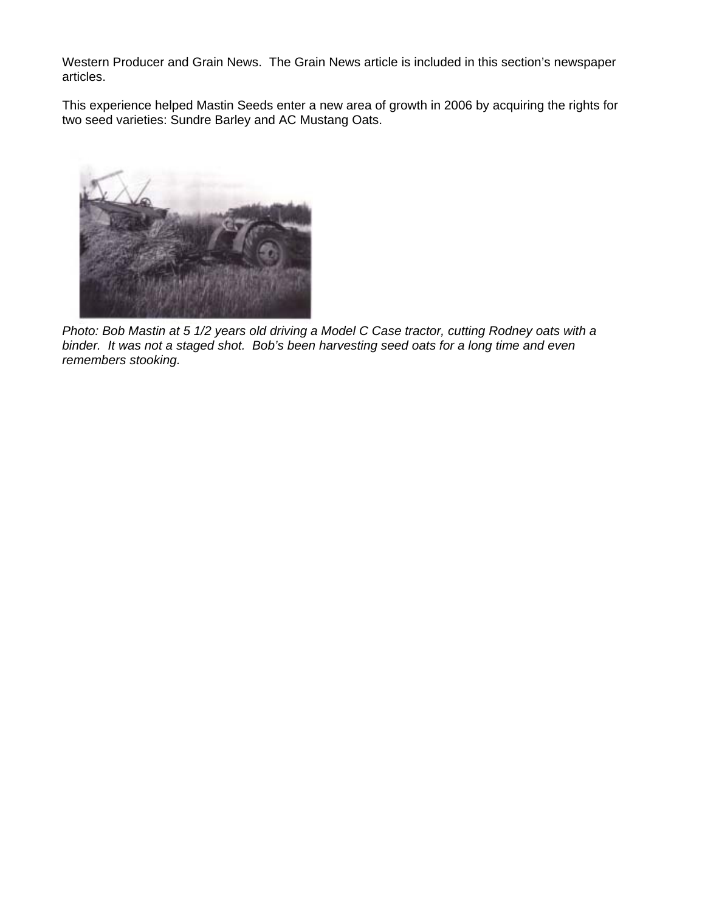Western Producer and Grain News. The Grain News article is included in this section's newspaper articles.

This experience helped Mastin Seeds enter a new area of growth in 2006 by acquiring the rights for two seed varieties: Sundre Barley and AC Mustang Oats.

*Photo: Bob Mastin at 5 1/2 years old driving a Model C Case tractor, cutting Rodney oats with a binder. It was not a staged shot. Bob's been harvesting seed oats for a long time and even remembers stooking.*